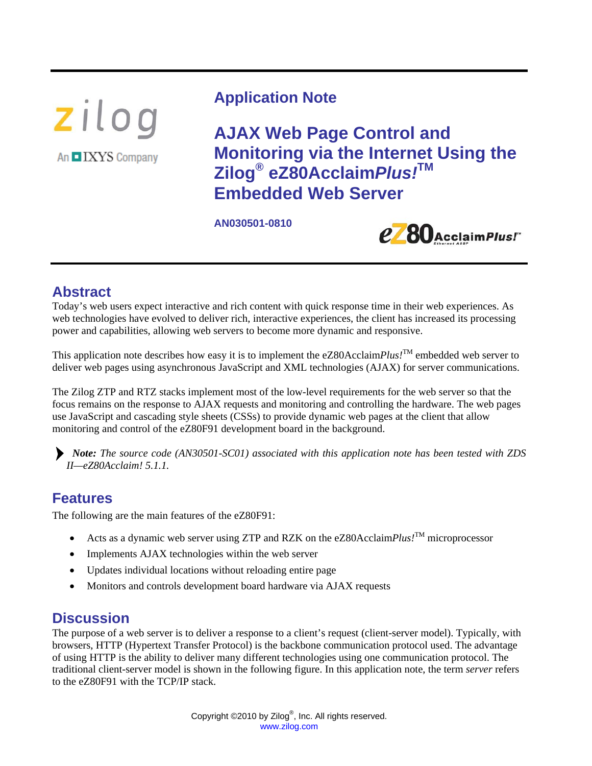# Application Note

# AJAX Web Page Control and Monitoring via the Internet Using the Zilog® eZ80Acclaim*Plus!*™ Embedded Web Server

**AN030501-0810**

## Abstract

Today's web users expect interactive and rich content with quick response time in their web experiences. As web technologies have evolved to deliver rich, interactive experiences, the client has increased its processing power and capabilities, allowing web servers to become more dynamic and responsive.

This application note describes how easy it is to implement the eZ80Acclaim*Plus!*™ embedded web server to deliver web pages using asynchronous JavaScript and XML technologies (AJAX) for server communications.

The Zilog ZTP and RTZ stacks implement most of the low-level requirements for the web server so that the focus remains on the response to AJAX requests and monitoring and controlling the hardware. The web pages use JavaScript and cascading style sheets (CSSs) to provide dynamic web pages at the client that allow monitoring and control of the eZ80F91 development board in the background.

> ***Note:*** *The source code (AN30501-SC01) associated with this application note has been tested with ZDS II—eZ80Acclaim! 5.1.1.*

## Features

The following are the main features of the eZ80F91:

- Acts as a dynamic web server using ZTP and RZK on the eZ80Acclaim*Plus!*™ microprocessor
- Implements AJAX technologies within the web server
- Updates individual locations without reloading entire page
- Monitors and controls development board hardware via AJAX requests

## Discussion

The purpose of a web server is to deliver a response to a client's request (client-server model). Typically, with browsers, HTTP (Hypertext Transfer Protocol) is the backbone communication protocol used. The advantage of using HTTP is the ability to deliver many different technologies using one communication protocol. The traditional client-server model is shown in the following figure. In this application note, the term *server* refers to the eZ80F91 with the TCP/IP stack.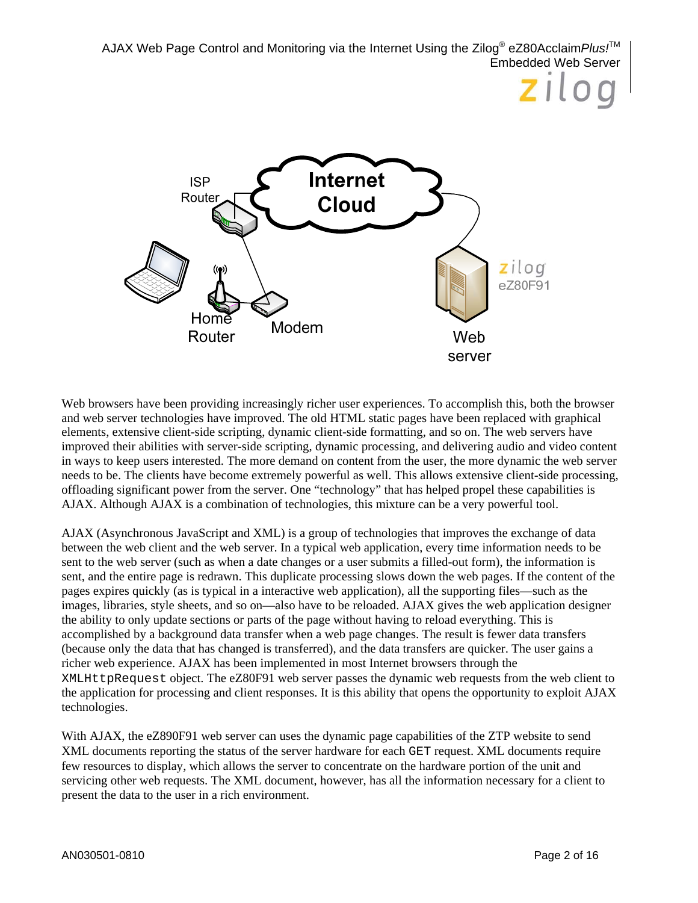Web browsers have been providing increasingly richer user experiences. To accomplish this, both the browser and web server technologies have improved. The old HTML static pages have been replaced with graphical elements, extensive client-side scripting, dynamic client-side formatting, and so on. The web servers have improved their abilities with server-side scripting, dynamic processing, and delivering audio and video content in ways to keep users interested. The more demand on content from the user, the more dynamic the web server needs to be. The clients have become extremely powerful as well. This allows extensive client-side processing, offloading significant power from the server. One "technology" that has helped propel these capabilities is AJAX. Although AJAX is a combination of technologies, this mixture can be a very powerful tool.

AJAX (Asynchronous JavaScript and XML) is a group of technologies that improves the exchange of data between the web client and the web server. In a typical web application, every time information needs to be sent to the web server (such as when a date changes or a user submits a filled-out form), the information is sent, and the entire page is redrawn. This duplicate processing slows down the web pages. If the content of the pages expires quickly (as is typical in a interactive web application), all the supporting files—such as the images, libraries, style sheets, and so on—also have to be reloaded. AJAX gives the web application designer the ability to only update sections or parts of the page without having to reload everything. This is accomplished by a background data transfer when a web page changes. The result is fewer data transfers (because only the data that has changed is transferred), and the data transfers are quicker. The user gains a richer web experience. AJAX has been implemented in most Internet browsers through the `XMLHttpRequest` object. The eZ80F91 web server passes the dynamic web requests from the web client to the application for processing and client responses. It is this ability that opens the opportunity to exploit AJAX technologies.

With AJAX, the eZ890F91 web server can uses the dynamic page capabilities of the ZTP website to send XML documents reporting the status of the server hardware for each `GET` request. XML documents require few resources to display, which allows the server to concentrate on the hardware portion of the unit and servicing other web requests. The XML document, however, has all the information necessary for a client to present the data to the user in a rich environment.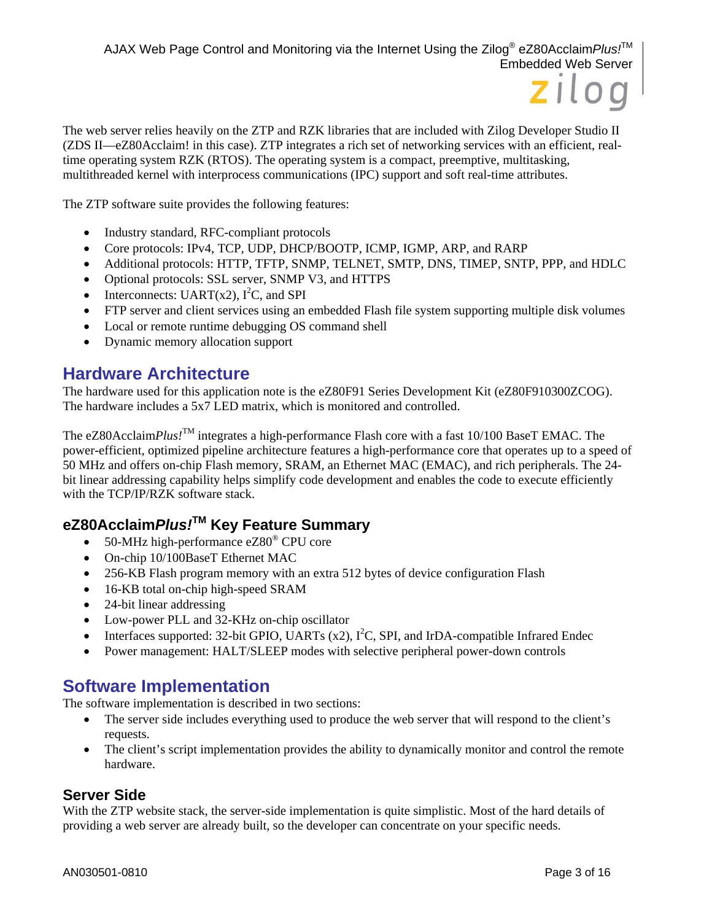The web server relies heavily on the ZTP and RZK libraries that are included with Zilog Developer Studio II (ZDS II—eZ80Acclaim! in this case). ZTP integrates a rich set of networking services with an efficient, real-time operating system RZK (RTOS). The operating system is a compact, preemptive, multitasking, multithreaded kernel with interprocess communications (IPC) support and soft real-time attributes.

The ZTP software suite provides the following features:

- Industry standard, RFC-compliant protocols
- Core protocols: IPv4, TCP, UDP, DHCP/BOOTP, ICMP, IGMP, ARP, and RARP
- Additional protocols: HTTP, TFTP, SNMP, TELNET, SMTP, DNS, TIMEP, SNTP, PPP, and HDLC
- Optional protocols: SSL server, SNMP V3, and HTTPS
- Interconnects: UART(x2), $I^2C$, and SPI
- FTP server and client services using an embedded Flash file system supporting multiple disk volumes
- Local or remote runtime debugging OS command shell
- Dynamic memory allocation support

## Hardware Architecture

The hardware used for this application note is the eZ80F91 Series Development Kit (eZ80F910300ZCOG). The hardware includes a 5x7 LED matrix, which is monitored and controlled.

The eZ80Acclaim*Plus!*™ integrates a high-performance Flash core with a fast 10/100 BaseT EMAC. The power-efficient, optimized pipeline architecture features a high-performance core that operates up to a speed of 50 MHz and offers on-chip Flash memory, SRAM, an Ethernet MAC (EMAC), and rich peripherals. The 24-bit linear addressing capability helps simplify code development and enables the code to execute efficiently with the TCP/IP/RZK software stack.

### eZ80Acclaim*Plus!*™ Key Feature Summary

- 50-MHz high-performance eZ80® CPU core
- On-chip 10/100BaseT Ethernet MAC
- 256-KB Flash program memory with an extra 512 bytes of device configuration Flash
- 16-KB total on-chip high-speed SRAM
- 24-bit linear addressing
- Low-power PLL and 32-KHz on-chip oscillator
- Interfaces supported: 32-bit GPIO, UARTs (x2), $I^2C$, SPI, and IrDA-compatible Infrared Endec
- Power management: HALT/SLEEP modes with selective peripheral power-down controls

## Software Implementation

The software implementation is described in two sections:

- The server side includes everything used to produce the web server that will respond to the client's requests.
- The client's script implementation provides the ability to dynamically monitor and control the remote hardware.

### Server Side

With the ZTP website stack, the server-side implementation is quite simplistic. Most of the hard details of providing a web server are already built, so the developer can concentrate on your specific needs.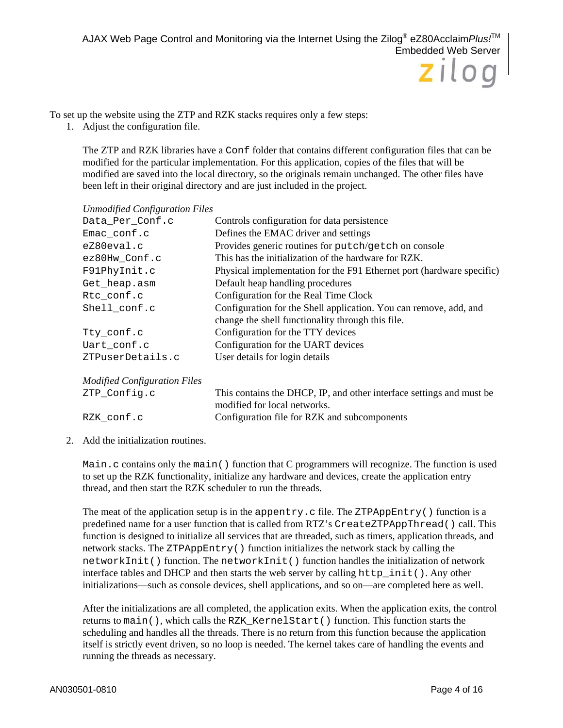To set up the website using the ZTP and RZK stacks requires only a few steps:

1. Adjust the configuration file.

   The ZTP and RZK libraries have a `Conf` folder that contains different configuration files that can be modified for the particular implementation. For this application, copies of the files that will be modified are saved into the local directory, so the originals remain unchanged. The other files have been left in their original directory and are just included in the project.

   *Unmodified Configuration Files*

   | | |
   |---|---|
   | `Data_Per_Conf.c` | Controls configuration for data persistence |
   | `Emac_conf.c` | Defines the EMAC driver and settings |
   | `eZ80eval.c` | Provides generic routines for `putch`/`getch` on console |
   | `ez80Hw_Conf.c` | This has the initialization of the hardware for RZK. |
   | `F91PhyInit.c` | Physical implementation for the F91 Ethernet port (hardware specific) |
   | `Get_heap.asm` | Default heap handling procedures |
   | `Rtc_conf.c` | Configuration for the Real Time Clock |
   | `Shell_conf.c` | Configuration for the Shell application. You can remove, add, and change the shell functionality through this file. |
   | `Tty_conf.c` | Configuration for the TTY devices |
   | `Uart_conf.c` | Configuration for the UART devices |
   | `ZTPuserDetails.c` | User details for login details |

   *Modified Configuration Files*

   | | |
   |---|---|
   | `ZTP_Config.c` | This contains the DHCP, IP, and other interface settings and must be modified for local networks. |
   | `RZK_conf.c` | Configuration file for RZK and subcomponents |

2. Add the initialization routines.

   `Main.c` contains only the `main()` function that C programmers will recognize. The function is used to set up the RZK functionality, initialize any hardware and devices, create the application entry thread, and then start the RZK scheduler to run the threads.

   The meat of the application setup is in the `appentry.c` file. The `ZTPAppEntry()` function is a predefined name for a user function that is called from RTZ's `CreateZTPAppThread()` call. This function is designed to initialize all services that are threaded, such as timers, application threads, and network stacks. The `ZTPAppEntry()` function initializes the network stack by calling the `networkInit()` function. The `networkInit()` function handles the initialization of network interface tables and DHCP and then starts the web server by calling `http_init()`. Any other initializations—such as console devices, shell applications, and so on—are completed here as well.

   After the initializations are all completed, the application exits. When the application exits, the control returns to `main()`, which calls the `RZK_KernelStart()` function. This function starts the scheduling and handles all the threads. There is no return from this function because the application itself is strictly event driven, so no loop is needed. The kernel takes care of handling the events and running the threads as necessary.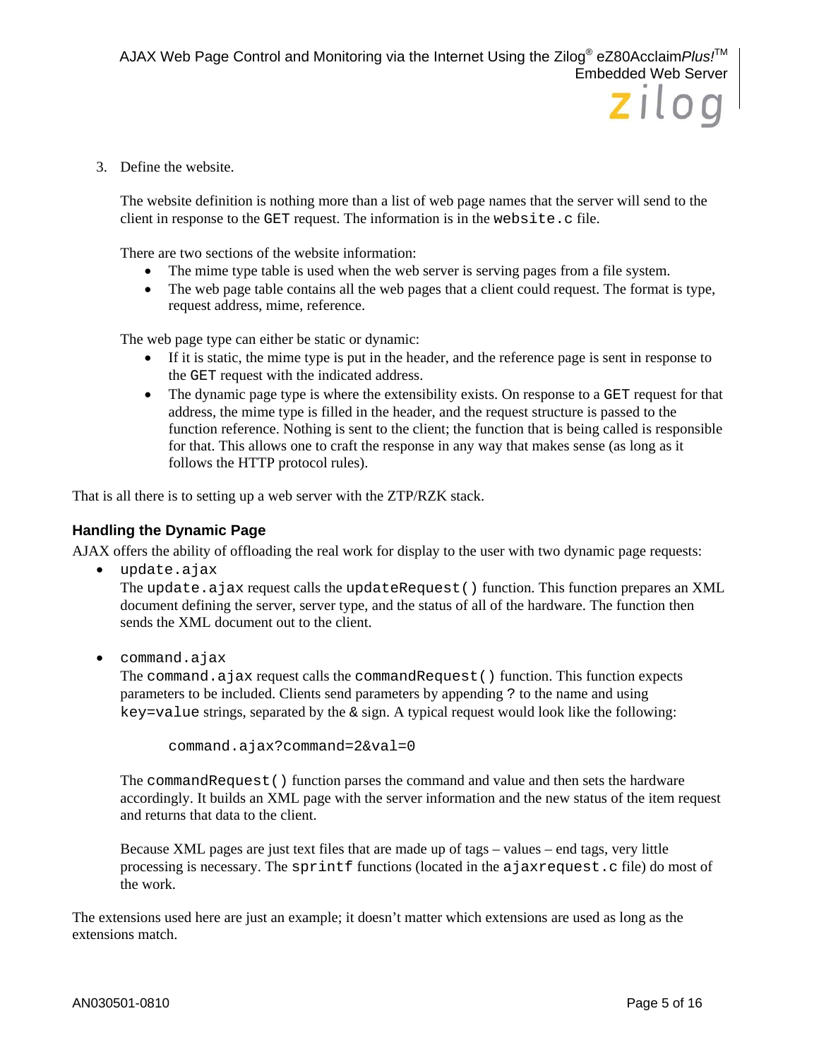3. Define the website.

   The website definition is nothing more than a list of web page names that the server will send to the client in response to the `GET` request. The information is in the `website.c` file.

   There are two sections of the website information:

   - The mime type table is used when the web server is serving pages from a file system.
   - The web page table contains all the web pages that a client could request. The format is type, request address, mime, reference.

   The web page type can either be static or dynamic:

   - If it is static, the mime type is put in the header, and the reference page is sent in response to the `GET` request with the indicated address.
   - The dynamic page type is where the extensibility exists. On response to a `GET` request for that address, the mime type is filled in the header, and the request structure is passed to the function reference. Nothing is sent to the client; the function that is being called is responsible for that. This allows one to craft the response in any way that makes sense (as long as it follows the HTTP protocol rules).

That is all there is to setting up a web server with the ZTP/RZK stack.

### Handling the Dynamic Page

AJAX offers the ability of offloading the real work for display to the user with two dynamic page requests:

- `update.ajax`
  The `update.ajax` request calls the `updateRequest()` function. This function prepares an XML document defining the server, server type, and the status of all of the hardware. The function then sends the XML document out to the client.

- `command.ajax`
  The `command.ajax` request calls the `commandRequest()` function. This function expects parameters to be included. Clients send parameters by appending `?` to the name and using `key=value` strings, separated by the `&` sign. A typical request would look like the following:

  ```
  command.ajax?command=2&val=0
  ```

  The `commandRequest()` function parses the command and value and then sets the hardware accordingly. It builds an XML page with the server information and the new status of the item request and returns that data to the client.

  Because XML pages are just text files that are made up of tags – values – end tags, very little processing is necessary. The `sprintf` functions (located in the `ajaxrequest.c` file) do most of the work.

The extensions used here are just an example; it doesn't matter which extensions are used as long as the extensions match.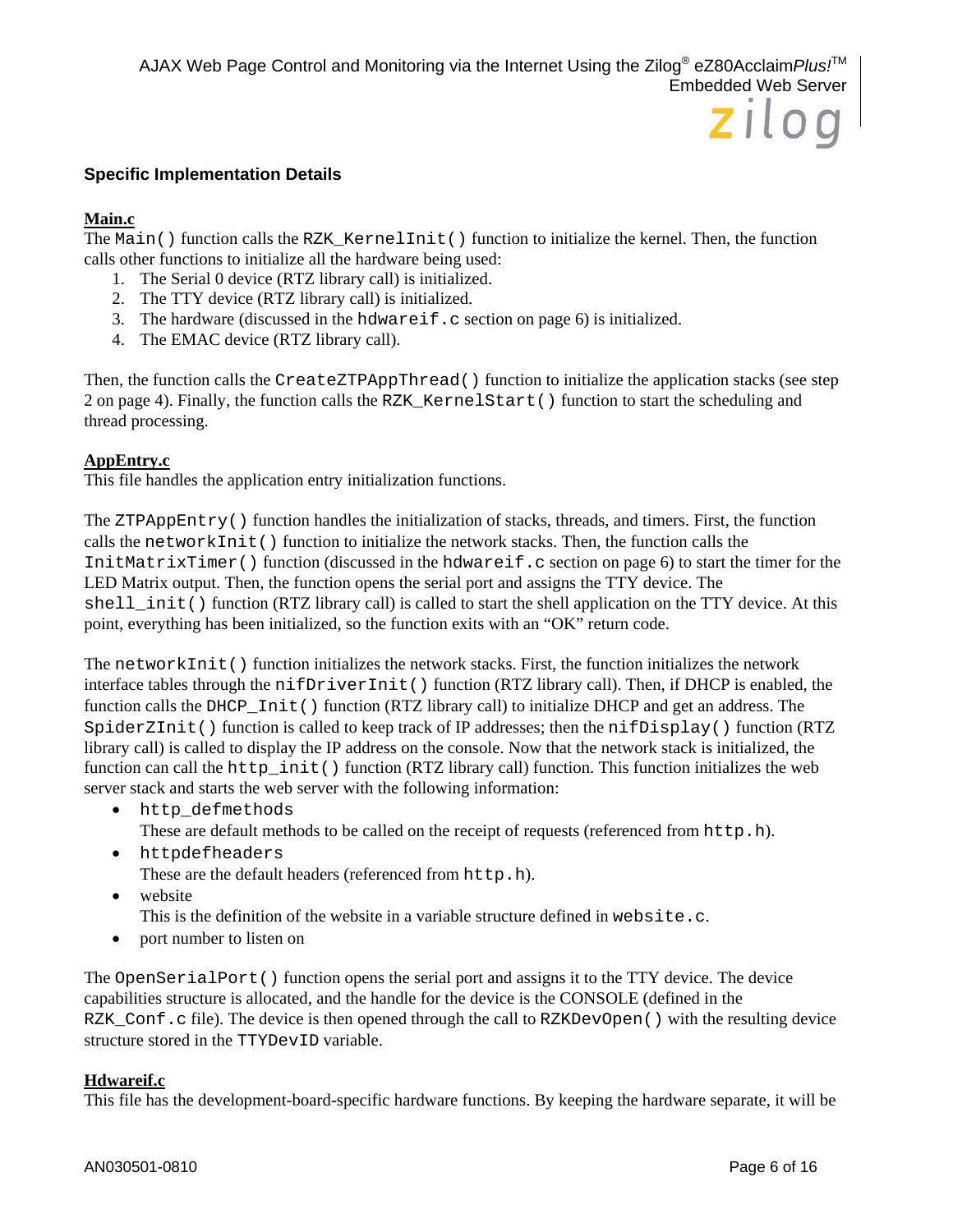### Specific Implementation Details

**Main.c**

The `Main()` function calls the `RZK_KernelInit()` function to initialize the kernel. Then, the function calls other functions to initialize all the hardware being used:

1. The Serial 0 device (RTZ library call) is initialized.
2. The TTY device (RTZ library call) is initialized.
3. The hardware (discussed in the `hdwareif.c` section on page 6) is initialized.
4. The EMAC device (RTZ library call).

Then, the function calls the `CreateZTPAppThread()` function to initialize the application stacks (see step 2 on page 4). Finally, the function calls the `RZK_KernelStart()` function to start the scheduling and thread processing.

**AppEntry.c**

This file handles the application entry initialization functions.

The `ZTPAppEntry()` function handles the initialization of stacks, threads, and timers. First, the function calls the `networkInit()` function to initialize the network stacks. Then, the function calls the `InitMatrixTimer()` function (discussed in the `hdwareif.c` section on page 6) to start the timer for the LED Matrix output. Then, the function opens the serial port and assigns the TTY device. The `shell_init()` function (RTZ library call) is called to start the shell application on the TTY device. At this point, everything has been initialized, so the function exits with an "OK" return code.

The `networkInit()` function initializes the network stacks. First, the function initializes the network interface tables through the `nifDriverInit()` function (RTZ library call). Then, if DHCP is enabled, the function calls the `DHCP_Init()` function (RTZ library call) to initialize DHCP and get an address. The `SpiderZInit()` function is called to keep track of IP addresses; then the `nifDisplay()` function (RTZ library call) is called to display the IP address on the console. Now that the network stack is initialized, the function can call the `http_init()` function (RTZ library call) function. This function initializes the web server stack and starts the web server with the following information:

- `http_defmethods`
  These are default methods to be called on the receipt of requests (referenced from `http.h`).
- `httpdefheaders`
  These are the default headers (referenced from `http.h`).
- website
  This is the definition of the website in a variable structure defined in `website.c`.
- port number to listen on

The `OpenSerialPort()` function opens the serial port and assigns it to the TTY device. The device capabilities structure is allocated, and the handle for the device is the CONSOLE (defined in the `RZK_Conf.c` file). The device is then opened through the call to `RZKDevOpen()` with the resulting device structure stored in the `TTYDevID` variable.

**Hdwareif.c**

This file has the development-board-specific hardware functions. By keeping the hardware separate, it will be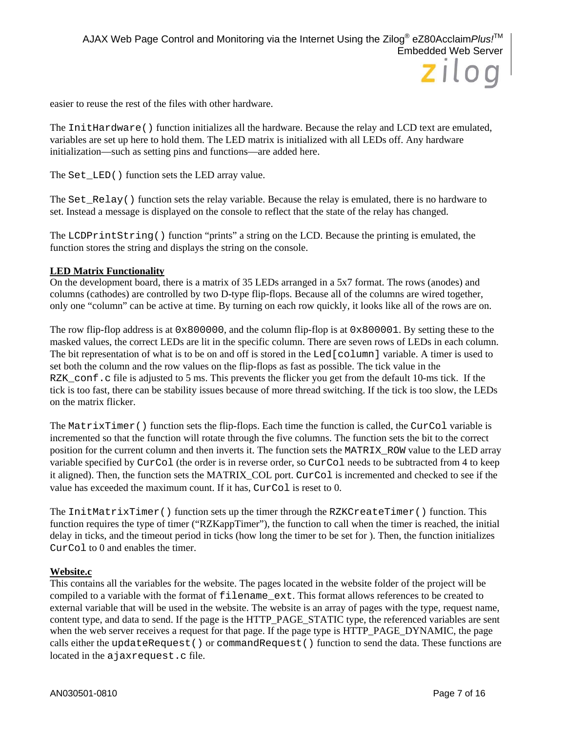easier to reuse the rest of the files with other hardware.

The `InitHardware()` function initializes all the hardware. Because the relay and LCD text are emulated, variables are set up here to hold them. The LED matrix is initialized with all LEDs off. Any hardware initialization—such as setting pins and functions—are added here.

The `Set_LED()` function sets the LED array value.

The `Set_Relay()` function sets the relay variable. Because the relay is emulated, there is no hardware to set. Instead a message is displayed on the console to reflect that the state of the relay has changed.

The `LCDPrintString()` function "prints" a string on the LCD. Because the printing is emulated, the function stores the string and displays the string on the console.

**LED Matrix Functionality**

On the development board, there is a matrix of 35 LEDs arranged in a 5x7 format. The rows (anodes) and columns (cathodes) are controlled by two D-type flip-flops. Because all of the columns are wired together, only one "column" can be active at time. By turning on each row quickly, it looks like all of the rows are on.

The row flip-flop address is at `0x800000`, and the column flip-flop is at `0x800001`. By setting these to the masked values, the correct LEDs are lit in the specific column. There are seven rows of LEDs in each column. The bit representation of what is to be on and off is stored in the `Led[column]` variable. A timer is used to set both the column and the row values on the flip-flops as fast as possible. The tick value in the `RZK_conf.c` file is adjusted to 5 ms. This prevents the flicker you get from the default 10-ms tick. If the tick is too fast, there can be stability issues because of more thread switching. If the tick is too slow, the LEDs on the matrix flicker.

The `MatrixTimer()` function sets the flip-flops. Each time the function is called, the `CurCol` variable is incremented so that the function will rotate through the five columns. The function sets the bit to the correct position for the current column and then inverts it. The function sets the `MATRIX_ROW` value to the LED array variable specified by `CurCol` (the order is in reverse order, so `CurCol` needs to be subtracted from 4 to keep it aligned). Then, the function sets the MATRIX_COL port. `CurCol` is incremented and checked to see if the value has exceeded the maximum count. If it has, `CurCol` is reset to 0.

The `InitMatrixTimer()` function sets up the timer through the `RZKCreateTimer()` function. This function requires the type of timer ("RZKappTimer"), the function to call when the timer is reached, the initial delay in ticks, and the timeout period in ticks (how long the timer to be set for ). Then, the function initializes `CurCol` to 0 and enables the timer.

**Website.c**

This contains all the variables for the website. The pages located in the website folder of the project will be compiled to a variable with the format of `filename_ext`. This format allows references to be created to external variable that will be used in the website. The website is an array of pages with the type, request name, content type, and data to send. If the page is the HTTP_PAGE_STATIC type, the referenced variables are sent when the web server receives a request for that page. If the page type is HTTP_PAGE_DYNAMIC, the page calls either the `updateRequest()` or `commandRequest()` function to send the data. These functions are located in the `ajaxrequest.c` file.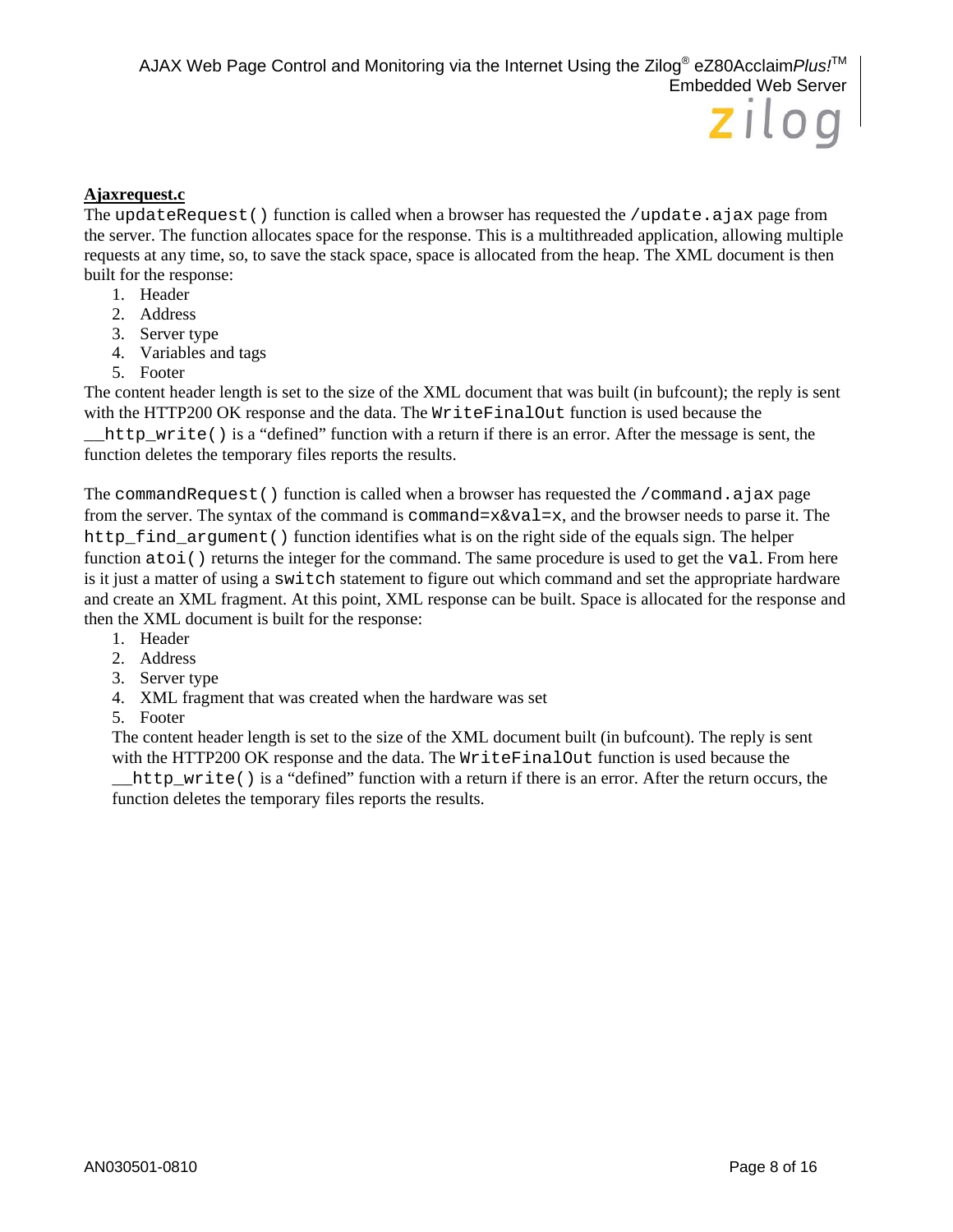**Ajaxrequest.c**

The `updateRequest()` function is called when a browser has requested the `/update.ajax` page from the server. The function allocates space for the response. This is a multithreaded application, allowing multiple requests at any time, so, to save the stack space, space is allocated from the heap. The XML document is then built for the response:

1. Header
2. Address
3. Server type
4. Variables and tags
5. Footer

The content header length is set to the size of the XML document that was built (in bufcount); the reply is sent with the HTTP200 OK response and the data. The `WriteFinalOut` function is used because the `__http_write()` is a “defined” function with a return if there is an error. After the message is sent, the function deletes the temporary files reports the results.

The `commandRequest()` function is called when a browser has requested the `/command.ajax` page from the server. The syntax of the command is `command=x&val=x`, and the browser needs to parse it. The `http_find_argument()` function identifies what is on the right side of the equals sign. The helper function `atoi()` returns the integer for the command. The same procedure is used to get the `val`. From here is it just a matter of using a `switch` statement to figure out which command and set the appropriate hardware and create an XML fragment. At this point, XML response can be built. Space is allocated for the response and then the XML document is built for the response:

1. Header
2. Address
3. Server type
4. XML fragment that was created when the hardware was set
5. Footer

The content header length is set to the size of the XML document built (in bufcount). The reply is sent with the HTTP200 OK response and the data. The `WriteFinalOut` function is used because the `__http_write()` is a “defined” function with a return if there is an error. After the return occurs, the function deletes the temporary files reports the results.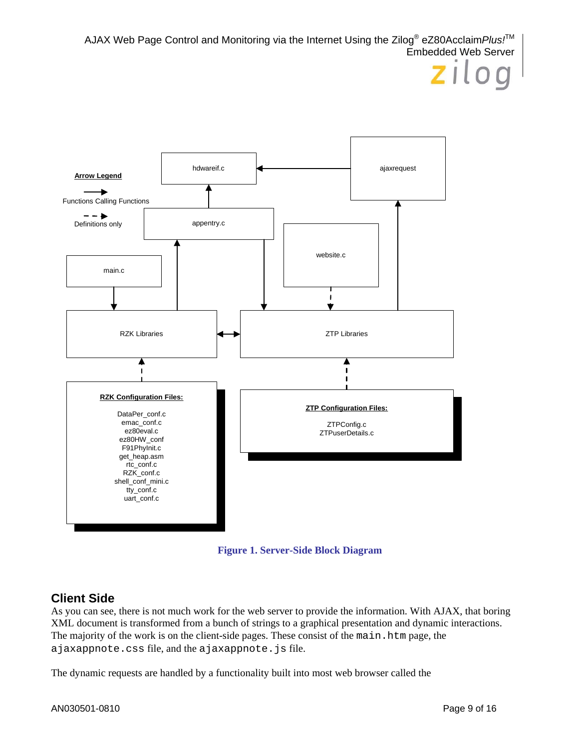Arrow Legend

Functions Calling Functions

Definitions only

hdwareif.c

ajaxrequest

appentry.c

website.c

main.c

RZK Libraries

ZTP Libraries

**RZK Configuration Files:**

DataPer_conf.c
emac_conf.c
ez80eval.c
ez80HW_conf
F91PhyInit.c
get_heap.asm
rtc_conf.c
RZK_conf.c
shell_conf_mini.c
tty_conf.c
uart_conf.c

**ZTP Configuration Files:**

ZTPConfig.c
ZTPuserDetails.c

**Figure 1. Server-Side Block Diagram**

## Client Side

As you can see, there is not much work for the web server to provide the information. With AJAX, that boring XML document is transformed from a bunch of strings to a graphical presentation and dynamic interactions. The majority of the work is on the client-side pages. These consist of the `main.htm` page, the `ajaxappnote.css` file, and the `ajaxappnote.js` file.

The dynamic requests are handled by a functionality built into most web browser called the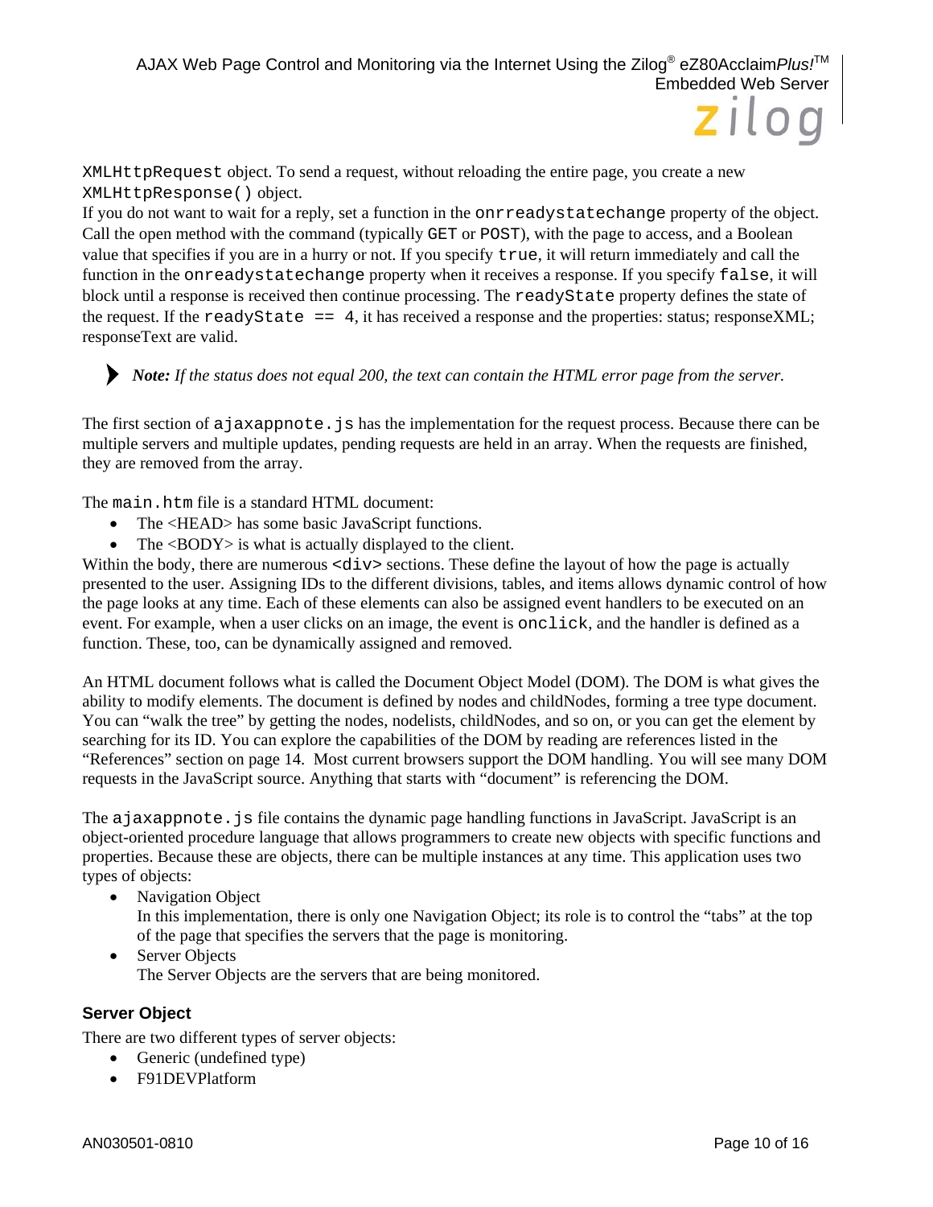`XMLHttpRequest` object. To send a request, without reloading the entire page, you create a new `XMLHttpResponse()` object.
If you do not want to wait for a reply, set a function in the `onrreadystatechange` property of the object. Call the open method with the command (typically `GET` or `POST`), with the page to access, and a Boolean value that specifies if you are in a hurry or not. If you specify `true`, it will return immediately and call the function in the `onreadystatechange` property when it receives a response. If you specify `false`, it will block until a response is received then continue processing. The `readyState` property defines the state of the request. If the `readyState == 4`, it has received a response and the properties: status; responseXML; responseText are valid.

> ***Note:*** *If the status does not equal 200, the text can contain the HTML error page from the server.*

The first section of `ajaxappnote.js` has the implementation for the request process. Because there can be multiple servers and multiple updates, pending requests are held in an array. When the requests are finished, they are removed from the array.

The `main.htm` file is a standard HTML document:

- The <HEAD> has some basic JavaScript functions.
- The <BODY> is what is actually displayed to the client.

Within the body, there are numerous `<div>` sections. These define the layout of how the page is actually presented to the user. Assigning IDs to the different divisions, tables, and items allows dynamic control of how the page looks at any time. Each of these elements can also be assigned event handlers to be executed on an event. For example, when a user clicks on an image, the event is `onclick`, and the handler is defined as a function. These, too, can be dynamically assigned and removed.

An HTML document follows what is called the Document Object Model (DOM). The DOM is what gives the ability to modify elements. The document is defined by nodes and childNodes, forming a tree type document. You can "walk the tree" by getting the nodes, nodelists, childNodes, and so on, or you can get the element by searching for its ID. You can explore the capabilities of the DOM by reading are references listed in the "References" section on page 14. Most current browsers support the DOM handling. You will see many DOM requests in the JavaScript source. Anything that starts with "document" is referencing the DOM.

The `ajaxappnote.js` file contains the dynamic page handling functions in JavaScript. JavaScript is an object-oriented procedure language that allows programmers to create new objects with specific functions and properties. Because these are objects, there can be multiple instances at any time. This application uses two types of objects:

- Navigation Object
  In this implementation, there is only one Navigation Object; its role is to control the "tabs" at the top of the page that specifies the servers that the page is monitoring.
- Server Objects
  The Server Objects are the servers that are being monitored.

### Server Object

There are two different types of server objects:

- Generic (undefined type)
- F91DEVPlatform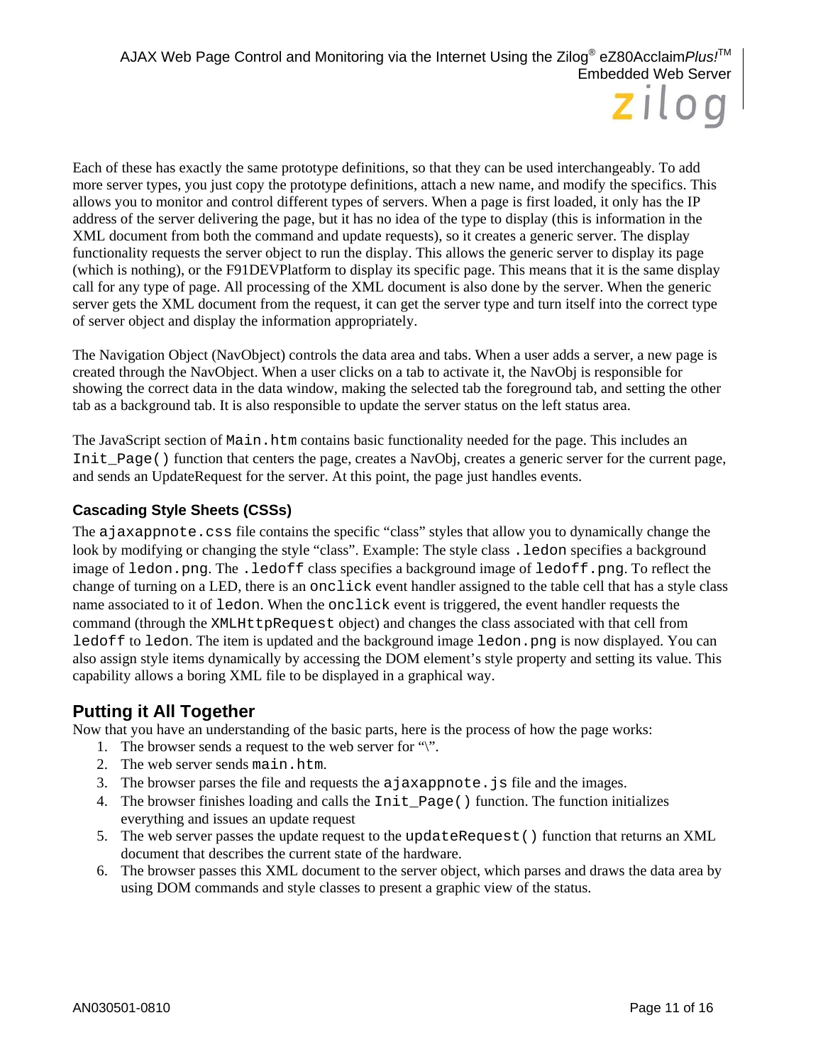Each of these has exactly the same prototype definitions, so that they can be used interchangeably. To add more server types, you just copy the prototype definitions, attach a new name, and modify the specifics. This allows you to monitor and control different types of servers. When a page is first loaded, it only has the IP address of the server delivering the page, but it has no idea of the type to display (this is information in the XML document from both the command and update requests), so it creates a generic server. The display functionality requests the server object to run the display. This allows the generic server to display its page (which is nothing), or the F91DEVPlatform to display its specific page. This means that it is the same display call for any type of page. All processing of the XML document is also done by the server. When the generic server gets the XML document from the request, it can get the server type and turn itself into the correct type of server object and display the information appropriately.

The Navigation Object (NavObject) controls the data area and tabs. When a user adds a server, a new page is created through the NavObject. When a user clicks on a tab to activate it, the NavObj is responsible for showing the correct data in the data window, making the selected tab the foreground tab, and setting the other tab as a background tab. It is also responsible to update the server status on the left status area.

The JavaScript section of `Main.htm` contains basic functionality needed for the page. This includes an `Init_Page()` function that centers the page, creates a NavObj, creates a generic server for the current page, and sends an UpdateRequest for the server. At this point, the page just handles events.

### Cascading Style Sheets (CSSs)

The `ajaxappnote.css` file contains the specific "class" styles that allow you to dynamically change the look by modifying or changing the style "class". Example: The style class `.ledon` specifies a background image of `ledon.png`. The `.ledoff` class specifies a background image of `ledoff.png`. To reflect the change of turning on a LED, there is an `onclick` event handler assigned to the table cell that has a style class name associated to it of `ledon`. When the `onclick` event is triggered, the event handler requests the command (through the `XMLHttpRequest` object) and changes the class associated with that cell from `ledoff` to `ledon`. The item is updated and the background image `ledon.png` is now displayed. You can also assign style items dynamically by accessing the DOM element's style property and setting its value. This capability allows a boring XML file to be displayed in a graphical way.

## Putting it All Together

Now that you have an understanding of the basic parts, here is the process of how the page works:

1. The browser sends a request to the web server for "\".
2. The web server sends `main.htm`.
3. The browser parses the file and requests the `ajaxappnote.js` file and the images.
4. The browser finishes loading and calls the `Init_Page()` function. The function initializes everything and issues an update request
5. The web server passes the update request to the `updateRequest()` function that returns an XML document that describes the current state of the hardware.
6. The browser passes this XML document to the server object, which parses and draws the data area by using DOM commands and style classes to present a graphic view of the status.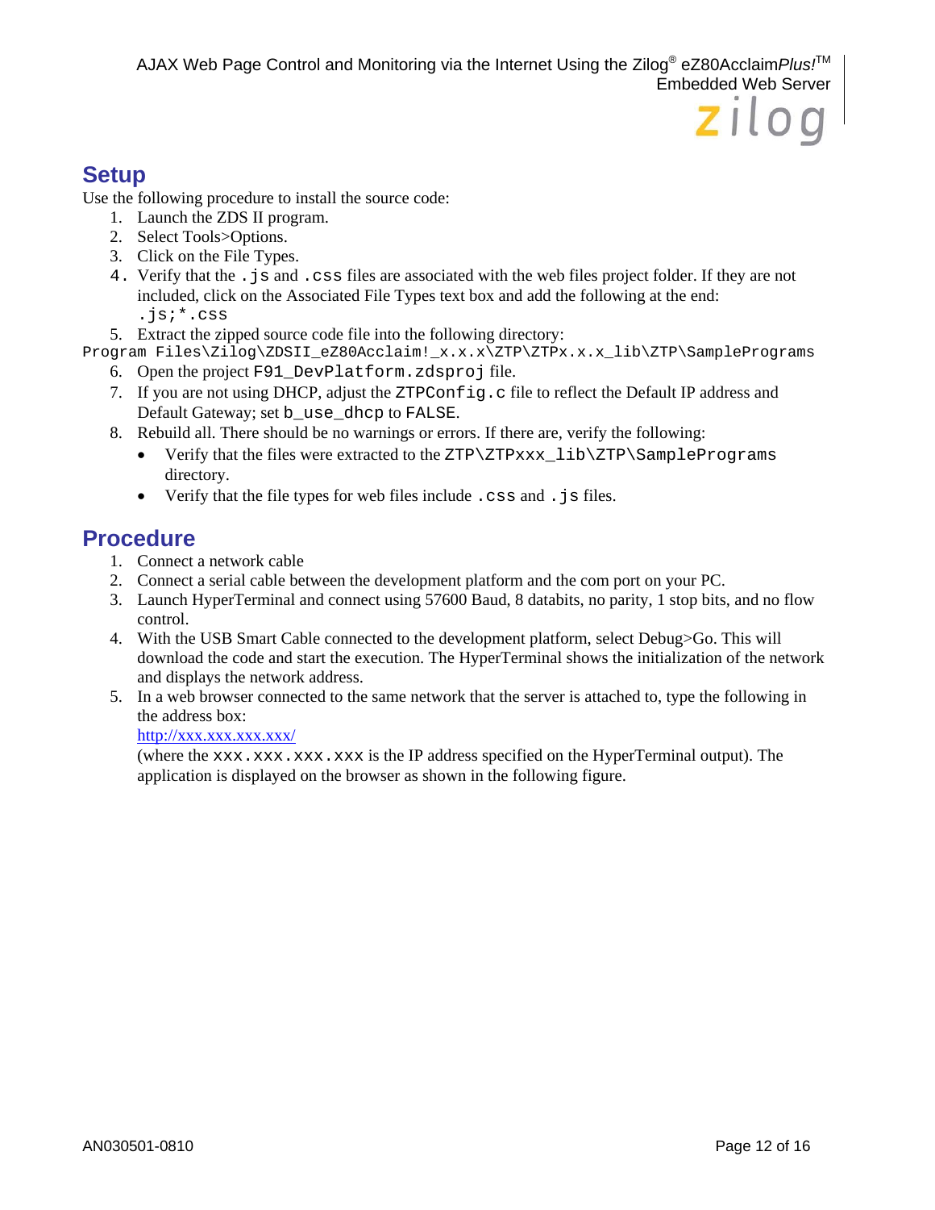## Setup

Use the following procedure to install the source code:

1. Launch the ZDS II program.
2. Select Tools>Options.
3. Click on the File Types.
4. Verify that the `.js` and `.css` files are associated with the web files project folder. If they are not included, click on the Associated File Types text box and add the following at the end: `.js;*.css`
5. Extract the zipped source code file into the following directory:

`Program Files\Zilog\ZDSII_eZ80Acclaim!_x.x.x\ZTP\ZTPx.x.x_lib\ZTP\SamplePrograms`

6. Open the project `F91_DevPlatform.zdsproj` file.
7. If you are not using DHCP, adjust the `ZTPConfig.c` file to reflect the Default IP address and Default Gateway; set `b_use_dhcp` to `FALSE`.
8. Rebuild all. There should be no warnings or errors. If there are, verify the following:
   - Verify that the files were extracted to the `ZTP\ZTPxxx_lib\ZTP\SamplePrograms` directory.
   - Verify that the file types for web files include `.css` and `.js` files.

## Procedure

1. Connect a network cable
2. Connect a serial cable between the development platform and the com port on your PC.
3. Launch HyperTerminal and connect using 57600 Baud, 8 databits, no parity, 1 stop bits, and no flow control.
4. With the USB Smart Cable connected to the development platform, select Debug>Go. This will download the code and start the execution. The HyperTerminal shows the initialization of the network and displays the network address.
5. In a web browser connected to the same network that the server is attached to, type the following in the address box:
   http://xxx.xxx.xxx.xxx/
   (where the `xxx.xxx.xxx.xxx` is the IP address specified on the HyperTerminal output). The application is displayed on the browser as shown in the following figure.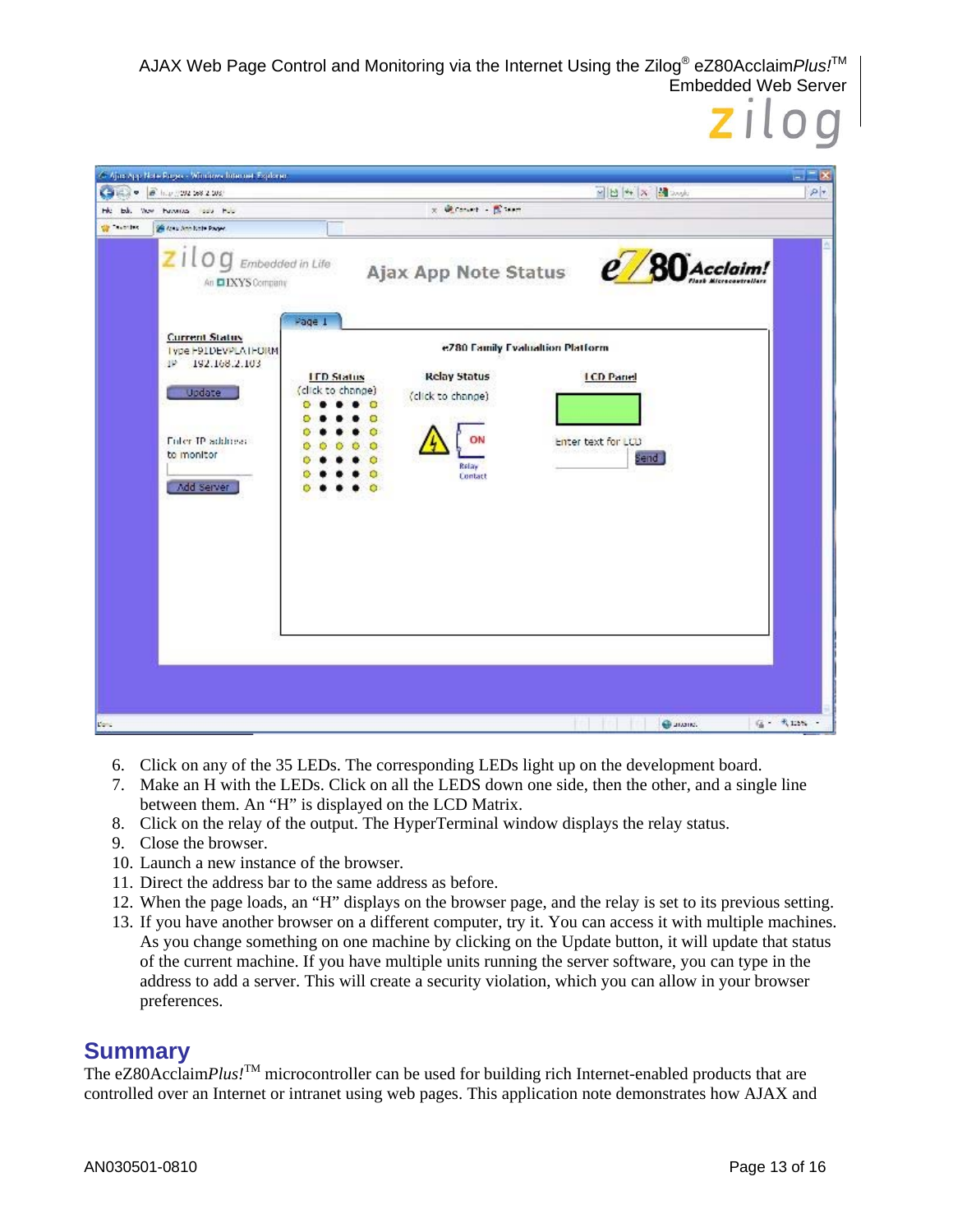6. Click on any of the 35 LEDs. The corresponding LEDs light up on the development board.
7. Make an H with the LEDs. Click on all the LEDS down one side, then the other, and a single line between them. An “H” is displayed on the LCD Matrix.
8. Click on the relay of the output. The HyperTerminal window displays the relay status.
9. Close the browser.
10. Launch a new instance of the browser.
11. Direct the address bar to the same address as before.
12. When the page loads, an “H” displays on the browser page, and the relay is set to its previous setting.
13. If you have another browser on a different computer, try it. You can access it with multiple machines. As you change something on one machine by clicking on the Update button, it will update that status of the current machine. If you have multiple units running the server software, you can type in the address to add a server. This will create a security violation, which you can allow in your browser preferences.

## Summary

The eZ80Acclaim*Plus!*™ microcontroller can be used for building rich Internet-enabled products that are controlled over an Internet or intranet using web pages. This application note demonstrates how AJAX and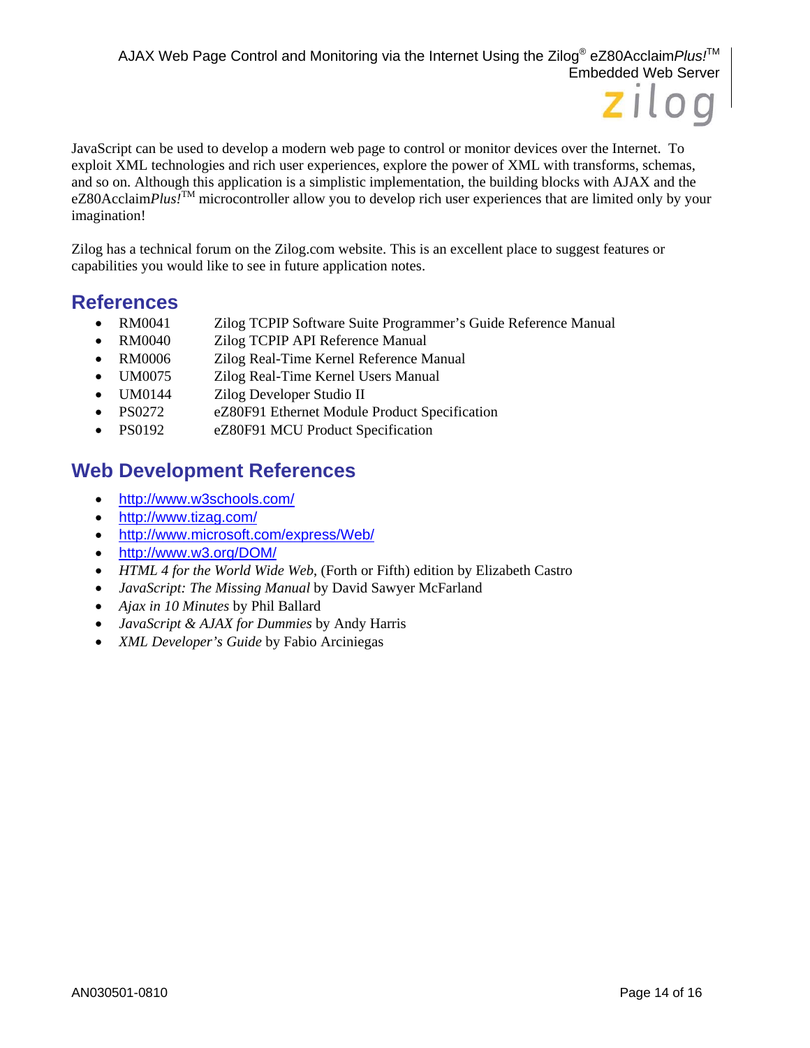JavaScript can be used to develop a modern web page to control or monitor devices over the Internet. To exploit XML technologies and rich user experiences, explore the power of XML with transforms, schemas, and so on. Although this application is a simplistic implementation, the building blocks with AJAX and the eZ80Acclaim*Plus!*™ microcontroller allow you to develop rich user experiences that are limited only by your imagination!

Zilog has a technical forum on the Zilog.com website. This is an excellent place to suggest features or capabilities you would like to see in future application notes.

## References

- RM0041 Zilog TCPIP Software Suite Programmer's Guide Reference Manual
- RM0040 Zilog TCPIP API Reference Manual
- RM0006 Zilog Real-Time Kernel Reference Manual
- UM0075 Zilog Real-Time Kernel Users Manual
- UM0144 Zilog Developer Studio II
- PS0272 eZ80F91 Ethernet Module Product Specification
- PS0192 eZ80F91 MCU Product Specification

## Web Development References

- http://www.w3schools.com/
- http://www.tizag.com/
- http://www.microsoft.com/express/Web/
- http://www.w3.org/DOM/
- *HTML 4 for the World Wide Web*, (Forth or Fifth) edition by Elizabeth Castro
- *JavaScript: The Missing Manual* by David Sawyer McFarland
- *Ajax in 10 Minutes* by Phil Ballard
- *JavaScript & AJAX for Dummies* by Andy Harris
- *XML Developer's Guide* by Fabio Arciniegas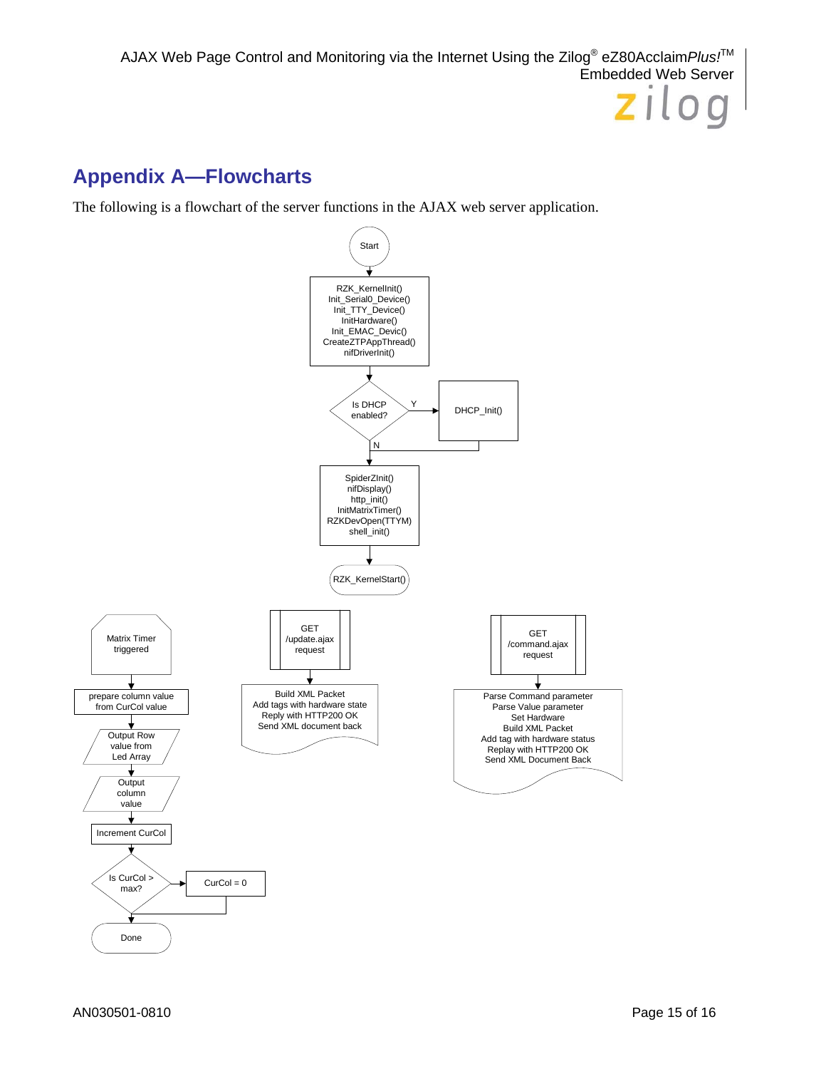# Appendix A—Flowcharts

The following is a flowchart of the server functions in the AJAX web server application.

Start

RZK_KernelInit()
Init_Serial0_Device()
Init_TTY_Device()
InitHardware()
Init_EMAC_Devic()
CreateZTPAppThread()
nifDriverInit()

Is DHCP enabled? — Y → DHCP_Init()

N

SpiderZInit()
nifDisplay()
http_init()
InitMatrixTimer()
RZKDevOpen(TTYM)
shell_init()

RZK_KernelStart()

Matrix Timer triggered

prepare column value from CurCol value

Output Row value from Led Array

Output column value

Increment CurCol

Is CurCol > max? → CurCol = 0

Done

GET /update.ajax request

Build XML Packet
Add tags with hardware state
Reply with HTTP200 OK
Send XML document back

GET /command.ajax request

Parse Command parameter
Parse Value parameter
Set Hardware
Build XML Packet
Add tag with hardware status
Replay with HTTP200 OK
Send XML Document Back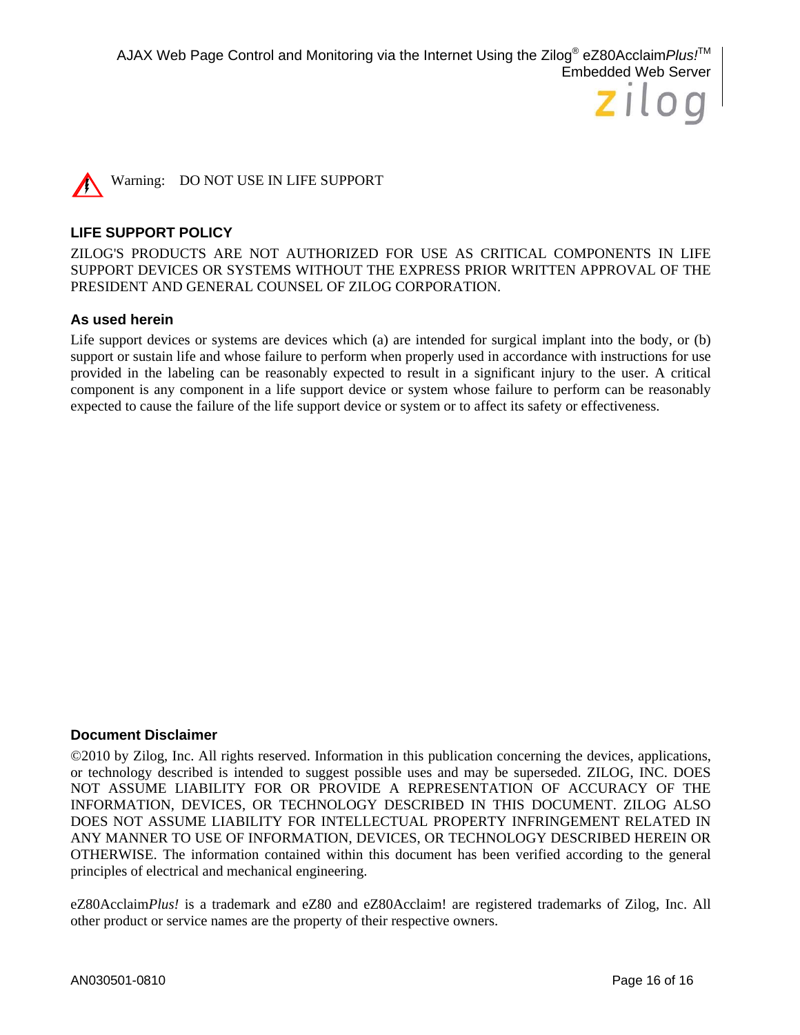Warning: DO NOT USE IN LIFE SUPPORT

## LIFE SUPPORT POLICY

ZILOG'S PRODUCTS ARE NOT AUTHORIZED FOR USE AS CRITICAL COMPONENTS IN LIFE SUPPORT DEVICES OR SYSTEMS WITHOUT THE EXPRESS PRIOR WRITTEN APPROVAL OF THE PRESIDENT AND GENERAL COUNSEL OF ZILOG CORPORATION.

### As used herein

Life support devices or systems are devices which (a) are intended for surgical implant into the body, or (b) support or sustain life and whose failure to perform when properly used in accordance with instructions for use provided in the labeling can be reasonably expected to result in a significant injury to the user. A critical component is any component in a life support device or system whose failure to perform can be reasonably expected to cause the failure of the life support device or system or to affect its safety or effectiveness.

### Document Disclaimer

©2010 by Zilog, Inc. All rights reserved. Information in this publication concerning the devices, applications, or technology described is intended to suggest possible uses and may be superseded. ZILOG, INC. DOES NOT ASSUME LIABILITY FOR OR PROVIDE A REPRESENTATION OF ACCURACY OF THE INFORMATION, DEVICES, OR TECHNOLOGY DESCRIBED IN THIS DOCUMENT. ZILOG ALSO DOES NOT ASSUME LIABILITY FOR INTELLECTUAL PROPERTY INFRINGEMENT RELATED IN ANY MANNER TO USE OF INFORMATION, DEVICES, OR TECHNOLOGY DESCRIBED HEREIN OR OTHERWISE. The information contained within this document has been verified according to the general principles of electrical and mechanical engineering.

eZ80Acclaim*Plus!* is a trademark and eZ80 and eZ80Acclaim! are registered trademarks of Zilog, Inc. All other product or service names are the property of their respective owners.